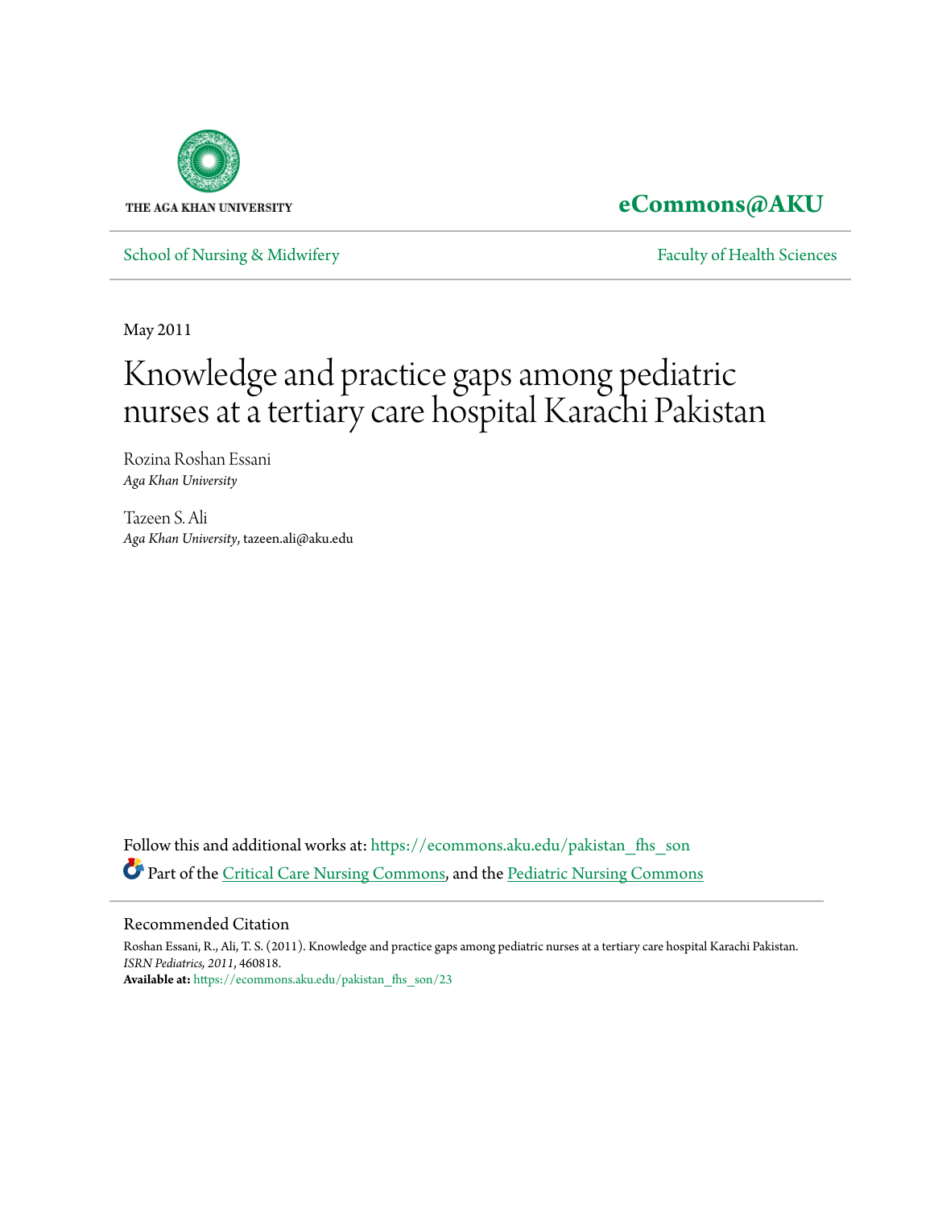THE AGA KHAN UNIVERSITY

**eCommons@AKU**

School of Nursing & Midwifery | Faculty of Health Sciences

May 2011

# Knowledge and practice gaps among pediatric nurses at a tertiary care hospital Karachi Pakistan

Rozina Roshan Essani
*Aga Khan University*

Tazeen S. Ali
*Aga Khan University*, tazeen.ali@aku.edu

Follow this and additional works at: https://ecommons.aku.edu/pakistan_fhs_son

Part of the Critical Care Nursing Commons, and the Pediatric Nursing Commons

## Recommended Citation

Roshan Essani, R., Ali, T. S. (2011). Knowledge and practice gaps among pediatric nurses at a tertiary care hospital Karachi Pakistan. *ISRN Pediatrics, 2011*, 460818.
**Available at:** https://ecommons.aku.edu/pakistan_fhs_son/23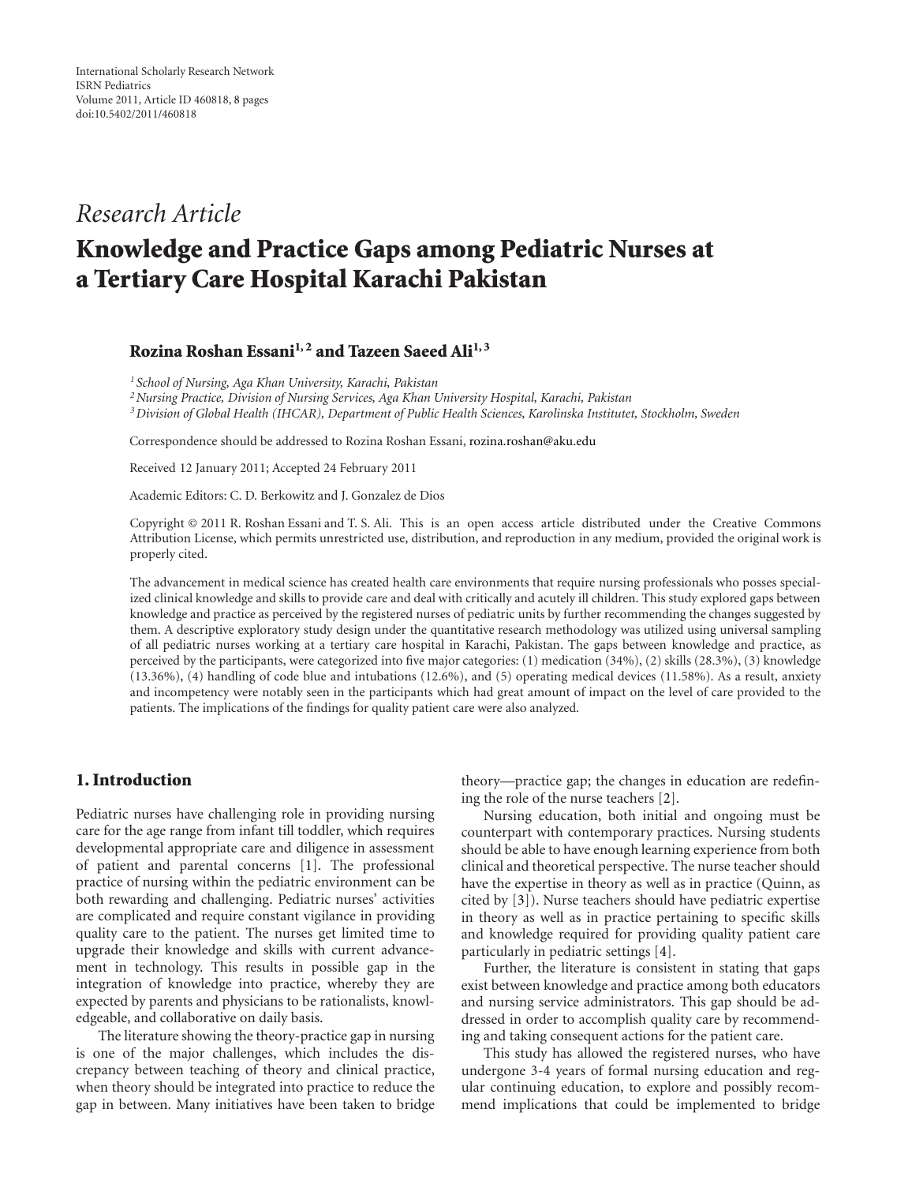International Scholarly Research Network
ISRN Pediatrics
Volume 2011, Article ID 460818, 8 pages
doi:10.5402/2011/460818

*Research Article*

# Knowledge and Practice Gaps among Pediatric Nurses at a Tertiary Care Hospital Karachi Pakistan

**Rozina Roshan Essani[1, 2] and Tazeen Saeed Ali[1, 3]**

[1] School of Nursing, Aga Khan University, Karachi, Pakistan
[2] Nursing Practice, Division of Nursing Services, Aga Khan University Hospital, Karachi, Pakistan
[3] Division of Global Health (IHCAR), Department of Public Health Sciences, Karolinska Institutet, Stockholm, Sweden

Correspondence should be addressed to Rozina Roshan Essani, rozina.roshan@aku.edu

Received 12 January 2011; Accepted 24 February 2011

Academic Editors: C. D. Berkowitz and J. Gonzalez de Dios

Copyright © 2011 R. Roshan Essani and T. S. Ali. This is an open access article distributed under the Creative Commons Attribution License, which permits unrestricted use, distribution, and reproduction in any medium, provided the original work is properly cited.

The advancement in medical science has created health care environments that require nursing professionals who posses specialized clinical knowledge and skills to provide care and deal with critically and acutely ill children. This study explored gaps between knowledge and practice as perceived by the registered nurses of pediatric units by further recommending the changes suggested by them. A descriptive exploratory study design under the quantitative research methodology was utilized using universal sampling of all pediatric nurses working at a tertiary care hospital in Karachi, Pakistan. The gaps between knowledge and practice, as perceived by the participants, were categorized into five major categories: (1) medication (34%), (2) skills (28.3%), (3) knowledge (13.36%), (4) handling of code blue and intubations (12.6%), and (5) operating medical devices (11.58%). As a result, anxiety and incompetency were notably seen in the participants which had great amount of impact on the level of care provided to the patients. The implications of the findings for quality patient care were also analyzed.

## 1. Introduction

Pediatric nurses have challenging role in providing nursing care for the age range from infant till toddler, which requires developmental appropriate care and diligence in assessment of patient and parental concerns [1]. The professional practice of nursing within the pediatric environment can be both rewarding and challenging. Pediatric nurses' activities are complicated and require constant vigilance in providing quality care to the patient. The nurses get limited time to upgrade their knowledge and skills with current advancement in technology. This results in possible gap in the integration of knowledge into practice, whereby they are expected by parents and physicians to be rationalists, knowledgeable, and collaborative on daily basis.

The literature showing the theory-practice gap in nursing is one of the major challenges, which includes the discrepancy between teaching of theory and clinical practice, when theory should be integrated into practice to reduce the gap in between. Many initiatives have been taken to bridge theory—practice gap; the changes in education are redefining the role of the nurse teachers [2].

Nursing education, both initial and ongoing must be counterpart with contemporary practices. Nursing students should be able to have enough learning experience from both clinical and theoretical perspective. The nurse teacher should have the expertise in theory as well as in practice (Quinn, as cited by [3]). Nurse teachers should have pediatric expertise in theory as well as in practice pertaining to specific skills and knowledge required for providing quality patient care particularly in pediatric settings [4].

Further, the literature is consistent in stating that gaps exist between knowledge and practice among both educators and nursing service administrators. This gap should be addressed in order to accomplish quality care by recommending and taking consequent actions for the patient care.

This study has allowed the registered nurses, who have undergone 3-4 years of formal nursing education and regular continuing education, to explore and possibly recommend implications that could be implemented to bridge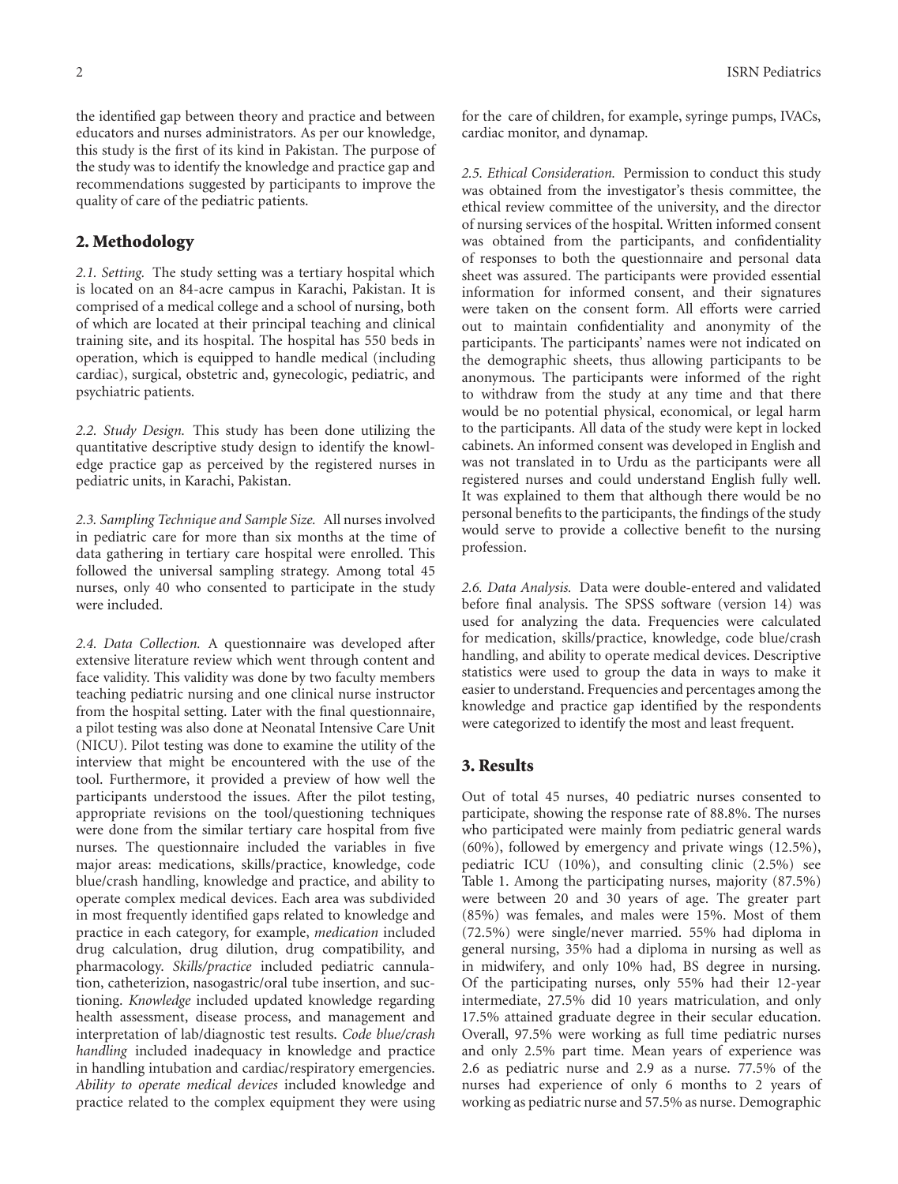the identified gap between theory and practice and between educators and nurses administrators. As per our knowledge, this study is the first of its kind in Pakistan. The purpose of the study was to identify the knowledge and practice gap and recommendations suggested by participants to improve the quality of care of the pediatric patients.

## 2. Methodology

*2.1. Setting.* The study setting was a tertiary hospital which is located on an 84-acre campus in Karachi, Pakistan. It is comprised of a medical college and a school of nursing, both of which are located at their principal teaching and clinical training site, and its hospital. The hospital has 550 beds in operation, which is equipped to handle medical (including cardiac), surgical, obstetric and, gynecologic, pediatric, and psychiatric patients.

*2.2. Study Design.* This study has been done utilizing the quantitative descriptive study design to identify the knowledge practice gap as perceived by the registered nurses in pediatric units, in Karachi, Pakistan.

*2.3. Sampling Technique and Sample Size.* All nurses involved in pediatric care for more than six months at the time of data gathering in tertiary care hospital were enrolled. This followed the universal sampling strategy. Among total 45 nurses, only 40 who consented to participate in the study were included.

*2.4. Data Collection.* A questionnaire was developed after extensive literature review which went through content and face validity. This validity was done by two faculty members teaching pediatric nursing and one clinical nurse instructor from the hospital setting. Later with the final questionnaire, a pilot testing was also done at Neonatal Intensive Care Unit (NICU). Pilot testing was done to examine the utility of the interview that might be encountered with the use of the tool. Furthermore, it provided a preview of how well the participants understood the issues. After the pilot testing, appropriate revisions on the tool/questioning techniques were done from the similar tertiary care hospital from five nurses. The questionnaire included the variables in five major areas: medications, skills/practice, knowledge, code blue/crash handling, knowledge and practice, and ability to operate complex medical devices. Each area was subdivided in most frequently identified gaps related to knowledge and practice in each category, for example, *medication* included drug calculation, drug dilution, drug compatibility, and pharmacology. *Skills/practice* included pediatric cannulation, catheterizion, nasogastric/oral tube insertion, and suctioning. *Knowledge* included updated knowledge regarding health assessment, disease process, and management and interpretation of lab/diagnostic test results. *Code blue/crash handling* included inadequacy in knowledge and practice in handling intubation and cardiac/respiratory emergencies. *Ability to operate medical devices* included knowledge and practice related to the complex equipment they were using for the care of children, for example, syringe pumps, IVACs, cardiac monitor, and dynamap.

*2.5. Ethical Consideration.* Permission to conduct this study was obtained from the investigator's thesis committee, the ethical review committee of the university, and the director of nursing services of the hospital. Written informed consent was obtained from the participants, and confidentiality of responses to both the questionnaire and personal data sheet was assured. The participants were provided essential information for informed consent, and their signatures were taken on the consent form. All efforts were carried out to maintain confidentiality and anonymity of the participants. The participants' names were not indicated on the demographic sheets, thus allowing participants to be anonymous. The participants were informed of the right to withdraw from the study at any time and that there would be no potential physical, economical, or legal harm to the participants. All data of the study were kept in locked cabinets. An informed consent was developed in English and was not translated in to Urdu as the participants were all registered nurses and could understand English fully well. It was explained to them that although there would be no personal benefits to the participants, the findings of the study would serve to provide a collective benefit to the nursing profession.

*2.6. Data Analysis.* Data were double-entered and validated before final analysis. The SPSS software (version 14) was used for analyzing the data. Frequencies were calculated for medication, skills/practice, knowledge, code blue/crash handling, and ability to operate medical devices. Descriptive statistics were used to group the data in ways to make it easier to understand. Frequencies and percentages among the knowledge and practice gap identified by the respondents were categorized to identify the most and least frequent.

## 3. Results

Out of total 45 nurses, 40 pediatric nurses consented to participate, showing the response rate of 88.8%. The nurses who participated were mainly from pediatric general wards (60%), followed by emergency and private wings (12.5%), pediatric ICU (10%), and consulting clinic (2.5%) see Table 1. Among the participating nurses, majority (87.5%) were between 20 and 30 years of age. The greater part (85%) was females, and males were 15%. Most of them (72.5%) were single/never married. 55% had diploma in general nursing, 35% had a diploma in nursing as well as in midwifery, and only 10% had, BS degree in nursing. Of the participating nurses, only 55% had their 12-year intermediate, 27.5% did 10 years matriculation, and only 17.5% attained graduate degree in their secular education. Overall, 97.5% were working as full time pediatric nurses and only 2.5% part time. Mean years of experience was 2.6 as pediatric nurse and 2.9 as a nurse. 77.5% of the nurses had experience of only 6 months to 2 years of working as pediatric nurse and 57.5% as nurse. Demographic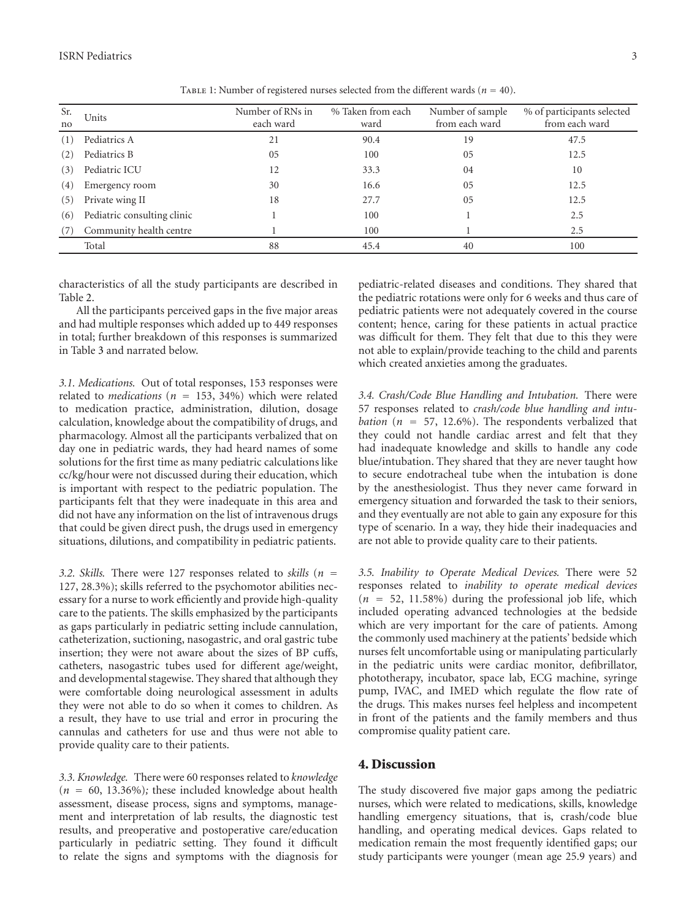Table 1: Number of registered nurses selected from the different wards ($n$ = 40).

| Sr. no | Units | Number of RNs in each ward | % Taken from each ward | Number of sample from each ward | % of participants selected from each ward |
|---|---|---|---|---|---|
| (1) | Pediatrics A | 21 | 90.4 | 19 | 47.5 |
| (2) | Pediatrics B | 05 | 100 | 05 | 12.5 |
| (3) | Pediatric ICU | 12 | 33.3 | 04 | 10 |
| (4) | Emergency room | 30 | 16.6 | 05 | 12.5 |
| (5) | Private wing II | 18 | 27.7 | 05 | 12.5 |
| (6) | Pediatric consulting clinic | 1 | 100 | 1 | 2.5 |
| (7) | Community health centre | 1 | 100 | 1 | 2.5 |
| | Total | 88 | 45.4 | 40 | 100 |

characteristics of all the study participants are described in Table 2.

All the participants perceived gaps in the five major areas and had multiple responses which added up to 449 responses in total; further breakdown of this responses is summarized in Table 3 and narrated below.

*3.1. Medications.* Out of total responses, 153 responses were related to *medications* ($n$ = 153, 34%) which were related to medication practice, administration, dilution, dosage calculation, knowledge about the compatibility of drugs, and pharmacology. Almost all the participants verbalized that on day one in pediatric wards, they had heard names of some solutions for the first time as many pediatric calculations like cc/kg/hour were not discussed during their education, which is important with respect to the pediatric population. The participants felt that they were inadequate in this area and did not have any information on the list of intravenous drugs that could be given direct push, the drugs used in emergency situations, dilutions, and compatibility in pediatric patients.

*3.2. Skills.* There were 127 responses related to *skills* ($n$ = 127, 28.3%); skills referred to the psychomotor abilities necessary for a nurse to work efficiently and provide high-quality care to the patients. The skills emphasized by the participants as gaps particularly in pediatric setting include cannulation, catheterization, suctioning, nasogastric, and oral gastric tube insertion; they were not aware about the sizes of BP cuffs, catheters, nasogastric tubes used for different age/weight, and developmental stagewise. They shared that although they were comfortable doing neurological assessment in adults they were not able to do so when it comes to children. As a result, they have to use trial and error in procuring the cannulas and catheters for use and thus were not able to provide quality care to their patients.

*3.3. Knowledge.* There were 60 responses related to *knowledge* ($n$ = 60, 13.36%)*;* these included knowledge about health assessment, disease process, signs and symptoms, management and interpretation of lab results, the diagnostic test results, and preoperative and postoperative care/education particularly in pediatric setting. They found it difficult to relate the signs and symptoms with the diagnosis for pediatric-related diseases and conditions. They shared that the pediatric rotations were only for 6 weeks and thus care of pediatric patients were not adequately covered in the course content; hence, caring for these patients in actual practice was difficult for them. They felt that due to this they were not able to explain/provide teaching to the child and parents which created anxieties among the graduates.

*3.4. Crash/Code Blue Handling and Intubation.* There were 57 responses related to *crash/code blue handling and intubation* ($n$ = 57, 12.6%). The respondents verbalized that they could not handle cardiac arrest and felt that they had inadequate knowledge and skills to handle any code blue/intubation. They shared that they are never taught how to secure endotracheal tube when the intubation is done by the anesthesiologist. Thus they never came forward in emergency situation and forwarded the task to their seniors, and they eventually are not able to gain any exposure for this type of scenario. In a way, they hide their inadequacies and are not able to provide quality care to their patients.

*3.5. Inability to Operate Medical Devices.* There were 52 responses related to *inability to operate medical devices* ($n$ = 52, 11.58%) during the professional job life, which included operating advanced technologies at the bedside which are very important for the care of patients. Among the commonly used machinery at the patients' bedside which nurses felt uncomfortable using or manipulating particularly in the pediatric units were cardiac monitor, defibrillator, phototherapy, incubator, space lab, ECG machine, syringe pump, IVAC, and IMED which regulate the flow rate of the drugs. This makes nurses feel helpless and incompetent in front of the patients and the family members and thus compromise quality patient care.

## 4. Discussion

The study discovered five major gaps among the pediatric nurses, which were related to medications, skills, knowledge handling emergency situations, that is, crash/code blue handling, and operating medical devices. Gaps related to medication remain the most frequently identified gaps; our study participants were younger (mean age 25.9 years) and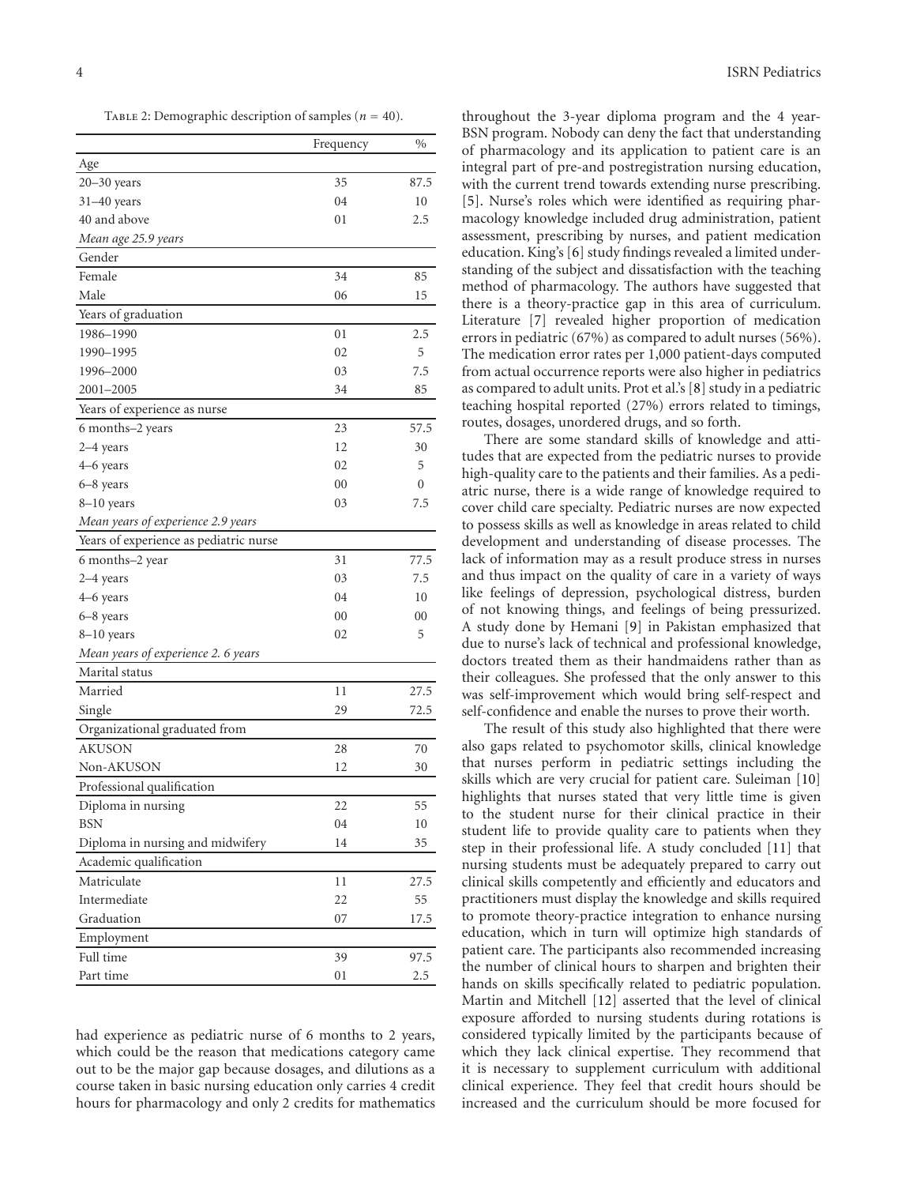Table 2: Demographic description of samples ($n$ = 40).

| | Frequency | % |
|---|---|---|
| Age | | |
| 20–30 years | 35 | 87.5 |
| 31–40 years | 04 | 10 |
| 40 and above | 01 | 2.5 |
| *Mean age 25.9 years* | | |
| Gender | | |
| Female | 34 | 85 |
| Male | 06 | 15 |
| Years of graduation | | |
| 1986–1990 | 01 | 2.5 |
| 1990–1995 | 02 | 5 |
| 1996–2000 | 03 | 7.5 |
| 2001–2005 | 34 | 85 |
| Years of experience as nurse | | |
| 6 months–2 years | 23 | 57.5 |
| 2–4 years | 12 | 30 |
| 4–6 years | 02 | 5 |
| 6–8 years | 00 | 0 |
| 8–10 years | 03 | 7.5 |
| *Mean years of experience 2.9 years* | | |
| Years of experience as pediatric nurse | | |
| 6 months–2 year | 31 | 77.5 |
| 2–4 years | 03 | 7.5 |
| 4–6 years | 04 | 10 |
| 6–8 years | 00 | 00 |
| 8–10 years | 02 | 5 |
| *Mean years of experience 2. 6 years* | | |
| Marital status | | |
| Married | 11 | 27.5 |
| Single | 29 | 72.5 |
| Organizational graduated from | | |
| AKUSON | 28 | 70 |
| Non-AKUSON | 12 | 30 |
| Professional qualification | | |
| Diploma in nursing | 22 | 55 |
| BSN | 04 | 10 |
| Diploma in nursing and midwifery | 14 | 35 |
| Academic qualification | | |
| Matriculate | 11 | 27.5 |
| Intermediate | 22 | 55 |
| Graduation | 07 | 17.5 |
| Employment | | |
| Full time | 39 | 97.5 |
| Part time | 01 | 2.5 |

had experience as pediatric nurse of 6 months to 2 years, which could be the reason that medications category came out to be the major gap because dosages, and dilutions as a course taken in basic nursing education only carries 4 credit hours for pharmacology and only 2 credits for mathematics throughout the 3-year diploma program and the 4 year-BSN program. Nobody can deny the fact that understanding of pharmacology and its application to patient care is an integral part of pre-and postregistration nursing education, with the current trend towards extending nurse prescribing. [5]. Nurse's roles which were identified as requiring pharmacology knowledge included drug administration, patient assessment, prescribing by nurses, and patient medication education. King's [6] study findings revealed a limited understanding of the subject and dissatisfaction with the teaching method of pharmacology. The authors have suggested that there is a theory-practice gap in this area of curriculum. Literature [7] revealed higher proportion of medication errors in pediatric (67%) as compared to adult nurses (56%). The medication error rates per 1,000 patient-days computed from actual occurrence reports were also higher in pediatrics as compared to adult units. Prot et al.'s [8] study in a pediatric teaching hospital reported (27%) errors related to timings, routes, dosages, unordered drugs, and so forth.

There are some standard skills of knowledge and attitudes that are expected from the pediatric nurses to provide high-quality care to the patients and their families. As a pediatric nurse, there is a wide range of knowledge required to cover child care specialty. Pediatric nurses are now expected to possess skills as well as knowledge in areas related to child development and understanding of disease processes. The lack of information may as a result produce stress in nurses and thus impact on the quality of care in a variety of ways like feelings of depression, psychological distress, burden of not knowing things, and feelings of being pressurized. A study done by Hemani [9] in Pakistan emphasized that due to nurse's lack of technical and professional knowledge, doctors treated them as their handmaidens rather than as their colleagues. She professed that the only answer to this was self-improvement which would bring self-respect and self-confidence and enable the nurses to prove their worth.

The result of this study also highlighted that there were also gaps related to psychomotor skills, clinical knowledge that nurses perform in pediatric settings including the skills which are very crucial for patient care. Suleiman [10] highlights that nurses stated that very little time is given to the student nurse for their clinical practice in their student life to provide quality care to patients when they step in their professional life. A study concluded [11] that nursing students must be adequately prepared to carry out clinical skills competently and efficiently and educators and practitioners must display the knowledge and skills required to promote theory-practice integration to enhance nursing education, which in turn will optimize high standards of patient care. The participants also recommended increasing the number of clinical hours to sharpen and brighten their hands on skills specifically related to pediatric population. Martin and Mitchell [12] asserted that the level of clinical exposure afforded to nursing students during rotations is considered typically limited by the participants because of which they lack clinical expertise. They recommend that it is necessary to supplement curriculum with additional clinical experience. They feel that credit hours should be increased and the curriculum should be more focused for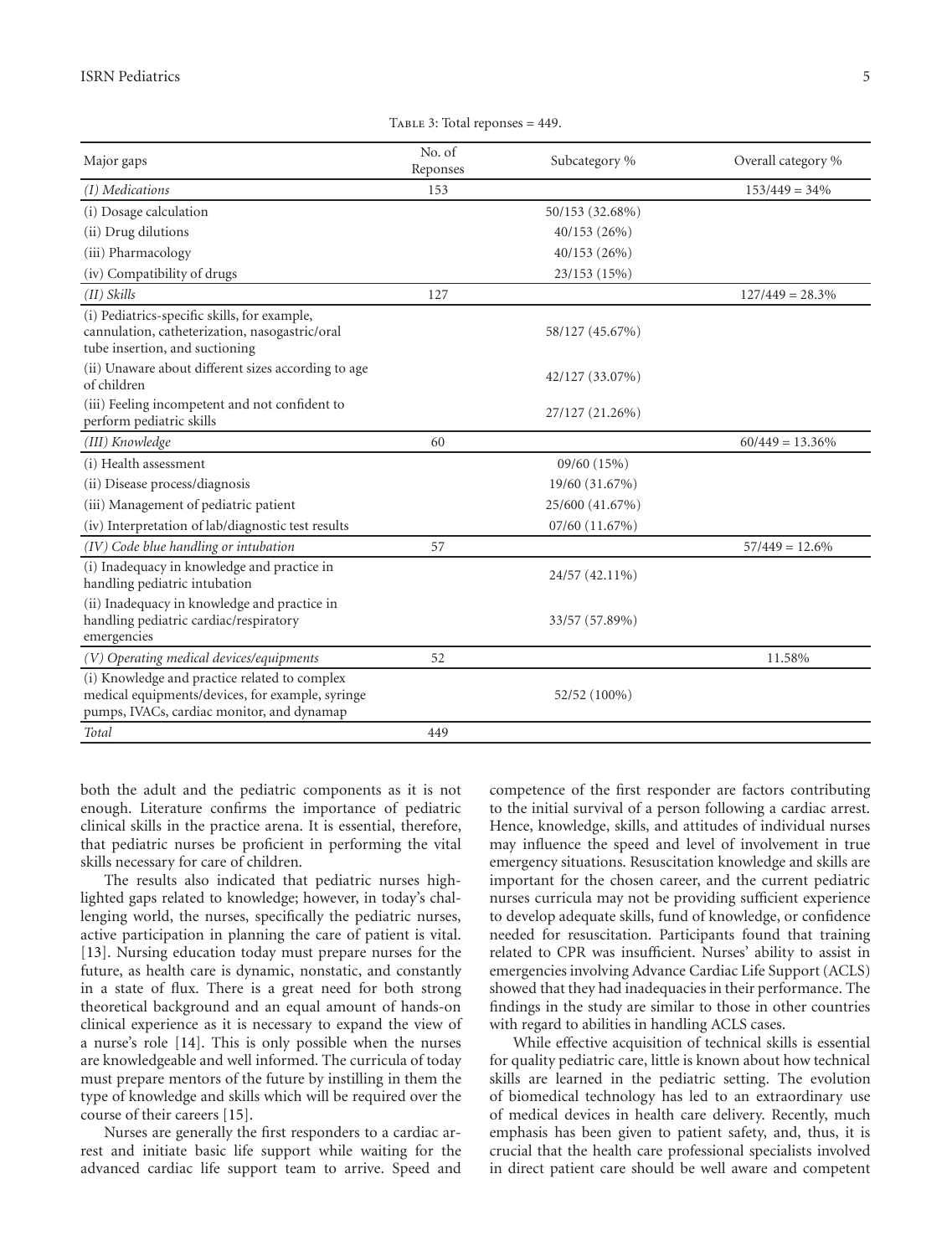Table 3: Total reponses = 449.

| Major gaps | No. of Reponses | Subcategory % | Overall category % |
|---|---|---|---|
| *(I) Medications* | 153 | | 153/449 = 34% |
| (i) Dosage calculation | | 50/153 (32.68%) | |
| (ii) Drug dilutions | | 40/153 (26%) | |
| (iii) Pharmacology | | 40/153 (26%) | |
| (iv) Compatibility of drugs | | 23/153 (15%) | |
| *(II) Skills* | 127 | | 127/449 = 28.3% |
| (i) Pediatrics-specific skills, for example, cannulation, catheterization, nasogastric/oral tube insertion, and suctioning | | 58/127 (45.67%) | |
| (ii) Unaware about different sizes according to age of children | | 42/127 (33.07%) | |
| (iii) Feeling incompetent and not confident to perform pediatric skills | | 27/127 (21.26%) | |
| *(III) Knowledge* | 60 | | 60/449 = 13.36% |
| (i) Health assessment | | 09/60 (15%) | |
| (ii) Disease process/diagnosis | | 19/60 (31.67%) | |
| (iii) Management of pediatric patient | | 25/600 (41.67%) | |
| (iv) Interpretation of lab/diagnostic test results | | 07/60 (11.67%) | |
| *(IV) Code blue handling or intubation* | 57 | | 57/449 = 12.6% |
| (i) Inadequacy in knowledge and practice in handling pediatric intubation | | 24/57 (42.11%) | |
| (ii) Inadequacy in knowledge and practice in handling pediatric cardiac/respiratory emergencies | | 33/57 (57.89%) | |
| *(V) Operating medical devices/equipments* | 52 | | 11.58% |
| (i) Knowledge and practice related to complex medical equipments/devices, for example, syringe pumps, IVACs, cardiac monitor, and dynamap | | 52/52 (100%) | |
| *Total* | 449 | | |

both the adult and the pediatric components as it is not enough. Literature confirms the importance of pediatric clinical skills in the practice arena. It is essential, therefore, that pediatric nurses be proficient in performing the vital skills necessary for care of children.

The results also indicated that pediatric nurses highlighted gaps related to knowledge; however, in today's challenging world, the nurses, specifically the pediatric nurses, active participation in planning the care of patient is vital. [13]. Nursing education today must prepare nurses for the future, as health care is dynamic, nonstatic, and constantly in a state of flux. There is a great need for both strong theoretical background and an equal amount of hands-on clinical experience as it is necessary to expand the view of a nurse's role [14]. This is only possible when the nurses are knowledgeable and well informed. The curricula of today must prepare mentors of the future by instilling in them the type of knowledge and skills which will be required over the course of their careers [15].

Nurses are generally the first responders to a cardiac arrest and initiate basic life support while waiting for the advanced cardiac life support team to arrive. Speed and competence of the first responder are factors contributing to the initial survival of a person following a cardiac arrest. Hence, knowledge, skills, and attitudes of individual nurses may influence the speed and level of involvement in true emergency situations. Resuscitation knowledge and skills are important for the chosen career, and the current pediatric nurses curricula may not be providing sufficient experience to develop adequate skills, fund of knowledge, or confidence needed for resuscitation. Participants found that training related to CPR was insufficient. Nurses' ability to assist in emergencies involving Advance Cardiac Life Support (ACLS) showed that they had inadequacies in their performance. The findings in the study are similar to those in other countries with regard to abilities in handling ACLS cases.

While effective acquisition of technical skills is essential for quality pediatric care, little is known about how technical skills are learned in the pediatric setting. The evolution of biomedical technology has led to an extraordinary use of medical devices in health care delivery. Recently, much emphasis has been given to patient safety, and, thus, it is crucial that the health care professional specialists involved in direct patient care should be well aware and competent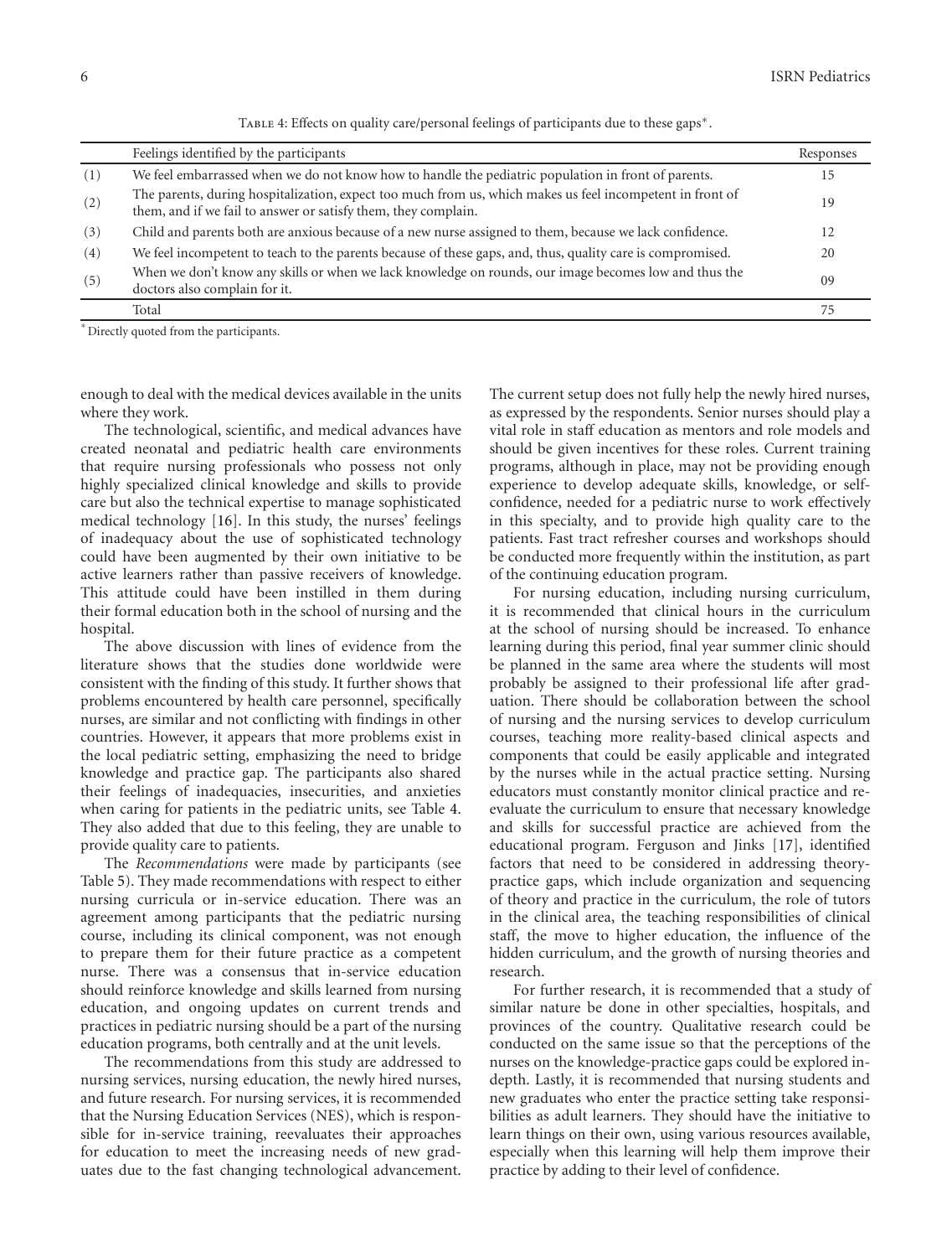Table 4: Effects on quality care/personal feelings of participants due to these gaps*.

| | Feelings identified by the participants | Responses |
|---|---|---|
| (1) | We feel embarrassed when we do not know how to handle the pediatric population in front of parents. | 15 |
| (2) | The parents, during hospitalization, expect too much from us, which makes us feel incompetent in front of them, and if we fail to answer or satisfy them, they complain. | 19 |
| (3) | Child and parents both are anxious because of a new nurse assigned to them, because we lack confidence. | 12 |
| (4) | We feel incompetent to teach to the parents because of these gaps, and, thus, quality care is compromised. | 20 |
| (5) | When we don't know any skills or when we lack knowledge on rounds, our image becomes low and thus the doctors also complain for it. | 09 |
| | Total | 75 |

*Directly quoted from the participants.

enough to deal with the medical devices available in the units where they work.

The technological, scientific, and medical advances have created neonatal and pediatric health care environments that require nursing professionals who possess not only highly specialized clinical knowledge and skills to provide care but also the technical expertise to manage sophisticated medical technology [16]. In this study, the nurses' feelings of inadequacy about the use of sophisticated technology could have been augmented by their own initiative to be active learners rather than passive receivers of knowledge. This attitude could have been instilled in them during their formal education both in the school of nursing and the hospital.

The above discussion with lines of evidence from the literature shows that the studies done worldwide were consistent with the finding of this study. It further shows that problems encountered by health care personnel, specifically nurses, are similar and not conflicting with findings in other countries. However, it appears that more problems exist in the local pediatric setting, emphasizing the need to bridge knowledge and practice gap. The participants also shared their feelings of inadequacies, insecurities, and anxieties when caring for patients in the pediatric units, see Table 4. They also added that due to this feeling, they are unable to provide quality care to patients.

The *Recommendations* were made by participants (see Table 5). They made recommendations with respect to either nursing curricula or in-service education. There was an agreement among participants that the pediatric nursing course, including its clinical component, was not enough to prepare them for their future practice as a competent nurse. There was a consensus that in-service education should reinforce knowledge and skills learned from nursing education, and ongoing updates on current trends and practices in pediatric nursing should be a part of the nursing education programs, both centrally and at the unit levels.

The recommendations from this study are addressed to nursing services, nursing education, the newly hired nurses, and future research. For nursing services, it is recommended that the Nursing Education Services (NES), which is responsible for in-service training, reevaluates their approaches for education to meet the increasing needs of new graduates due to the fast changing technological advancement. The current setup does not fully help the newly hired nurses, as expressed by the respondents. Senior nurses should play a vital role in staff education as mentors and role models and should be given incentives for these roles. Current training programs, although in place, may not be providing enough experience to develop adequate skills, knowledge, or self-confidence, needed for a pediatric nurse to work effectively in this specialty, and to provide high quality care to the patients. Fast tract refresher courses and workshops should be conducted more frequently within the institution, as part of the continuing education program.

For nursing education, including nursing curriculum, it is recommended that clinical hours in the curriculum at the school of nursing should be increased. To enhance learning during this period, final year summer clinic should be planned in the same area where the students will most probably be assigned to their professional life after graduation. There should be collaboration between the school of nursing and the nursing services to develop curriculum courses, teaching more reality-based clinical aspects and components that could be easily applicable and integrated by the nurses while in the actual practice setting. Nursing educators must constantly monitor clinical practice and re-evaluate the curriculum to ensure that necessary knowledge and skills for successful practice are achieved from the educational program. Ferguson and Jinks [17], identified factors that need to be considered in addressing theory-practice gaps, which include organization and sequencing of theory and practice in the curriculum, the role of tutors in the clinical area, the teaching responsibilities of clinical staff, the move to higher education, the influence of the hidden curriculum, and the growth of nursing theories and research.

For further research, it is recommended that a study of similar nature be done in other specialties, hospitals, and provinces of the country. Qualitative research could be conducted on the same issue so that the perceptions of the nurses on the knowledge-practice gaps could be explored in-depth. Lastly, it is recommended that nursing students and new graduates who enter the practice setting take responsibilities as adult learners. They should have the initiative to learn things on their own, using various resources available, especially when this learning will help them improve their practice by adding to their level of confidence.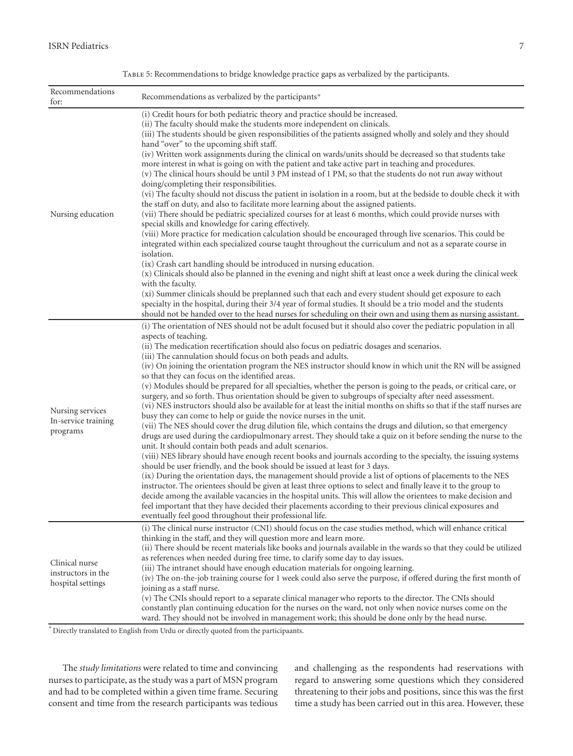Table 5: Recommendations to bridge knowledge practice gaps as verbalized by the participants.

| Recommendations for: | Recommendations as verbalized by the participants* |
|---|---|
| Nursing education | (i) Credit hours for both pediatric theory and practice should be increased.<br>(ii) The faculty should make the students more independent on clinicals.<br>(iii) The students should be given responsibilities of the patients assigned wholly and solely and they should hand "over" to the upcoming shift staff.<br>(iv) Written work assignments during the clinical on wards/units should be decreased so that students take more interest in what is going on with the patient and take active part in teaching and procedures.<br>(v) The clinical hours should be until 3 PM instead of 1 PM, so that the students do not run away without doing/completing their responsibilities.<br>(vi) The faculty should not discuss the patient in isolation in a room, but at the bedside to double check it with the staff on duty, and also to facilitate more learning about the assigned patients.<br>(vii) There should be pediatric specialized courses for at least 6 months, which could provide nurses with special skills and knowledge for caring effectively.<br>(viii) More practice for medication calculation should be encouraged through live scenarios. This could be integrated within each specialized course taught throughout the curriculum and not as a separate course in isolation.<br>(ix) Crash cart handling should be introduced in nursing education.<br>(x) Clinicals should also be planned in the evening and night shift at least once a week during the clinical week with the faculty.<br>(xi) Summer clinicals should be preplanned such that each and every student should get exposure to each specialty in the hospital, during their 3/4 year of formal studies. It should be a trio model and the students should not be handed over to the head nurses for scheduling on their own and using them as nursing assistant. |
| Nursing services In-service training programs | (i) The orientation of NES should not be adult focused but it should also cover the pediatric population in all aspects of teaching.<br>(ii) The medication recertification should also focus on pediatric dosages and scenarios.<br>(iii) The cannulation should focus on both peads and adults.<br>(iv) On joining the orientation program the NES instructor should know in which unit the RN will be assigned so that they can focus on the identified areas.<br>(v) Modules should be prepared for all specialties, whether the person is going to the peads, or critical care, or surgery, and so forth. Thus orientation should be given to subgroups of specialty after need assessment.<br>(vi) NES instructors should also be available for at least the initial months on shifts so that if the staff nurses are busy they can come to help or guide the novice nurses in the unit.<br>(vii) The NES should cover the drug dilution file, which contains the drugs and dilution, so that emergency drugs are used during the cardiopulmonary arrest. They should take a quiz on it before sending the nurse to the unit. It should contain both peads and adult scenarios.<br>(viii) NES library should have enough recent books and journals according to the specialty, the issuing systems should be user friendly, and the book should be issued at least for 3 days.<br>(ix) During the orientation days, the management should provide a list of options of placements to the NES instructor. The orientees should be given at least three options to select and finally leave it to the group to decide among the available vacancies in the hospital units. This will allow the orientees to make decision and feel important that they have decided their placements according to their previous clinical exposures and eventually feel good throughout their professional life. |
| Clinical nurse instructors in the hospital settings | (i) The clinical nurse instructor (CNI) should focus on the case studies method, which will enhance critical thinking in the staff, and they will question more and learn more.<br>(ii) There should be recent materials like books and journals available in the wards so that they could be utilized as references when needed during free time, to clarify some day to day issues.<br>(iii) The intranet should have enough education materials for ongoing learning.<br>(iv) The on-the-job training course for 1 week could also serve the purpose, if offered during the first month of joining as a staff nurse.<br>(v) The CNIs should report to a separate clinical manager who reports to the director. The CNIs should constantly plan continuing education for the nurses on the ward, not only when novice nurses come on the ward. They should not be involved in management work; this should be done only by the head nurse. |

*Directly translated to English from Urdu or directly quoted from the particip aants.

The *study limitations* were related to time and convincing nurses to participate, as the study was a part of MSN program and had to be completed within a given time frame. Securing consent and time from the research participants was tedious and challenging as the respondents had reservations with regard to answering some questions which they considered threatening to their jobs and positions, since this was the first time a study has been carried out in this area. However, these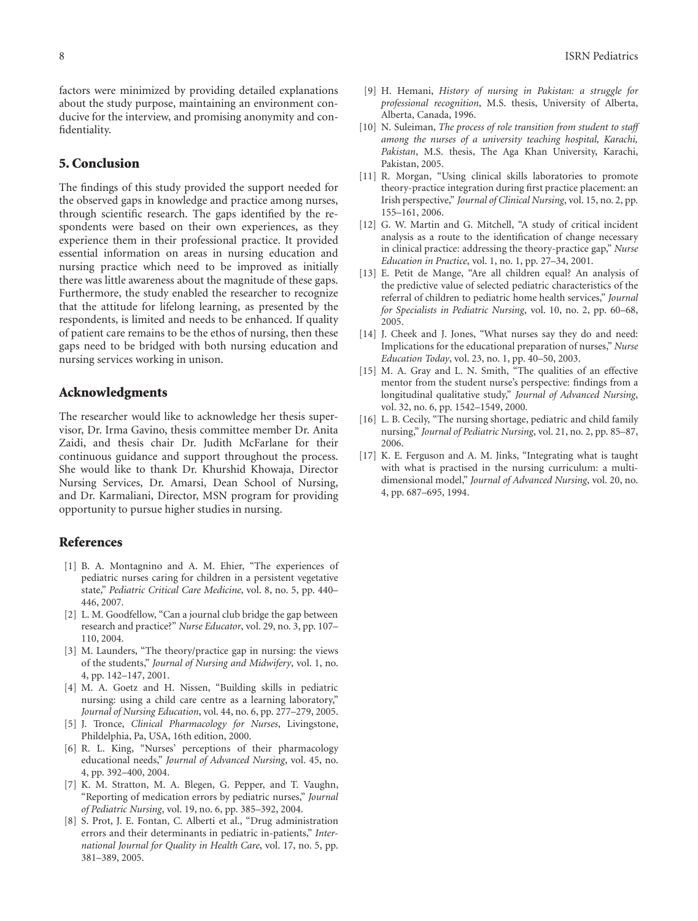factors were minimized by providing detailed explanations about the study purpose, maintaining an environment conducive for the interview, and promising anonymity and confidentiality.

## 5. Conclusion

The findings of this study provided the support needed for the observed gaps in knowledge and practice among nurses, through scientific research. The gaps identified by the respondents were based on their own experiences, as they experience them in their professional practice. It provided essential information on areas in nursing education and nursing practice which need to be improved as initially there was little awareness about the magnitude of these gaps. Furthermore, the study enabled the researcher to recognize that the attitude for lifelong learning, as presented by the respondents, is limited and needs to be enhanced. If quality of patient care remains to be the ethos of nursing, then these gaps need to be bridged with both nursing education and nursing services working in unison.

## Acknowledgments

The researcher would like to acknowledge her thesis supervisor, Dr. Irma Gavino, thesis committee member Dr. Anita Zaidi, and thesis chair Dr. Judith McFarlane for their continuous guidance and support throughout the process. She would like to thank Dr. Khurshid Khowaja, Director Nursing Services, Dr. Amarsi, Dean School of Nursing, and Dr. Karmaliani, Director, MSN program for providing opportunity to pursue higher studies in nursing.

## References

[1] B. A. Montagnino and A. M. Ehier, "The experiences of pediatric nurses caring for children in a persistent vegetative state," *Pediatric Critical Care Medicine*, vol. 8, no. 5, pp. 440–446, 2007.

[2] L. M. Goodfellow, "Can a journal club bridge the gap between research and practice?" *Nurse Educator*, vol. 29, no. 3, pp. 107–110, 2004.

[3] M. Launders, "The theory/practice gap in nursing: the views of the students," *Journal of Nursing and Midwifery*, vol. 1, no. 4, pp. 142–147, 2001.

[4] M. A. Goetz and H. Nissen, "Building skills in pediatric nursing: using a child care centre as a learning laboratory," *Journal of Nursing Education*, vol. 44, no. 6, pp. 277–279, 2005.

[5] J. Tronce, *Clinical Pharmacology for Nurses*, Livingstone, Phildelphia, Pa, USA, 16th edition, 2000.

[6] R. L. King, "Nurses' perceptions of their pharmacology educational needs," *Journal of Advanced Nursing*, vol. 45, no. 4, pp. 392–400, 2004.

[7] K. M. Stratton, M. A. Blegen, G. Pepper, and T. Vaughn, "Reporting of medication errors by pediatric nurses," *Journal of Pediatric Nursing*, vol. 19, no. 6, pp. 385–392, 2004.

[8] S. Prot, J. E. Fontan, C. Alberti et al., "Drug administration errors and their determinants in pediatric in-patients," *International Journal for Quality in Health Care*, vol. 17, no. 5, pp. 381–389, 2005.

[9] H. Hemani, *History of nursing in Pakistan: a struggle for professional recognition*, M.S. thesis, University of Alberta, Alberta, Canada, 1996.

[10] N. Suleiman, *The process of role transition from student to staff among the nurses of a university teaching hospital, Karachi, Pakistan*, M.S. thesis, The Aga Khan University, Karachi, Pakistan, 2005.

[11] R. Morgan, "Using clinical skills laboratories to promote theory-practice integration during first practice placement: an Irish perspective," *Journal of Clinical Nursing*, vol. 15, no. 2, pp. 155–161, 2006.

[12] G. W. Martin and G. Mitchell, "A study of critical incident analysis as a route to the identification of change necessary in clinical practice: addressing the theory-practice gap," *Nurse Education in Practice*, vol. 1, no. 1, pp. 27–34, 2001.

[13] E. Petit de Mange, "Are all children equal? An analysis of the predictive value of selected pediatric characteristics of the referral of children to pediatric home health services," *Journal for Specialists in Pediatric Nursing*, vol. 10, no. 2, pp. 60–68, 2005.

[14] J. Cheek and J. Jones, "What nurses say they do and need: Implications for the educational preparation of nurses," *Nurse Education Today*, vol. 23, no. 1, pp. 40–50, 2003.

[15] M. A. Gray and L. N. Smith, "The qualities of an effective mentor from the student nurse's perspective: findings from a longitudinal qualitative study," *Journal of Advanced Nursing*, vol. 32, no. 6, pp. 1542–1549, 2000.

[16] L. B. Cecily, "The nursing shortage, pediatric and child family nursing," *Journal of Pediatric Nursing*, vol. 21, no. 2, pp. 85–87, 2006.

[17] K. E. Ferguson and A. M. Jinks, "Integrating what is taught with what is practised in the nursing curriculum: a multi-dimensional model," *Journal of Advanced Nursing*, vol. 20, no. 4, pp. 687–695, 1994.